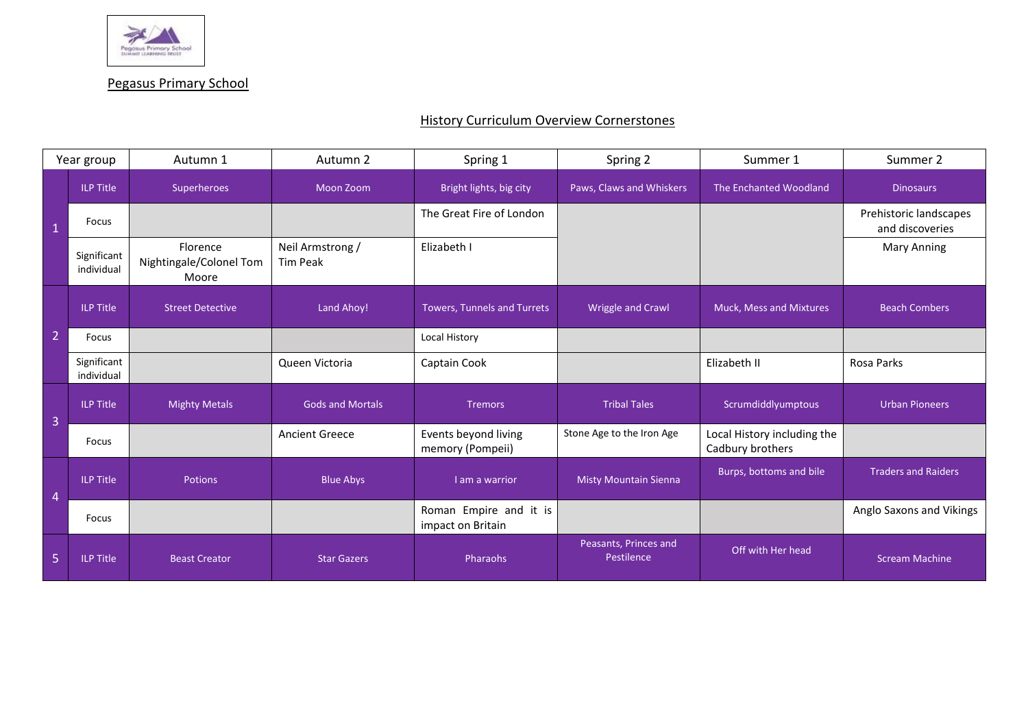Pegasus Primary School

## History Curriculum Overview Cornerstones

| Year group | | Autumn 1 | Autumn 2 | Spring 1 | Spring 2 | Summer 1 | Summer 2 |
|---|---|---|---|---|---|---|---|
| 1 | ILP Title | Superheroes | Moon Zoom | Bright lights, big city | Paws, Claws and Whiskers | The Enchanted Woodland | Dinosaurs |
| | Focus | | | The Great Fire of London | | | Prehistoric landscapes and discoveries |
| | Significant individual | Florence Nightingale/Colonel Tom Moore | Neil Armstrong / Tim Peak | Elizabeth I | | | Mary Anning |
| 2 | ILP Title | Street Detective | Land Ahoy! | Towers, Tunnels and Turrets | Wriggle and Crawl | Muck, Mess and Mixtures | Beach Combers |
| | Focus | | | Local History | | | |
| | Significant individual | | Queen Victoria | Captain Cook | | Elizabeth II | Rosa Parks |
| 3 | ILP Title | Mighty Metals | Gods and Mortals | Tremors | Tribal Tales | Scrumdiddlyumptous | Urban Pioneers |
| | Focus | | Ancient Greece | Events beyond living memory (Pompeii) | Stone Age to the Iron Age | Local History including the Cadbury brothers | |
| 4 | ILP Title | Potions | Blue Abys | I am a warrior | Misty Mountain Sienna | Burps, bottoms and bile | Traders and Raiders |
| | Focus | | | Roman Empire and it is impact on Britain | | | Anglo Saxons and Vikings |
| 5 | ILP Title | Beast Creator | Star Gazers | Pharaohs | Peasants, Princes and Pestilence | Off with Her head | Scream Machine |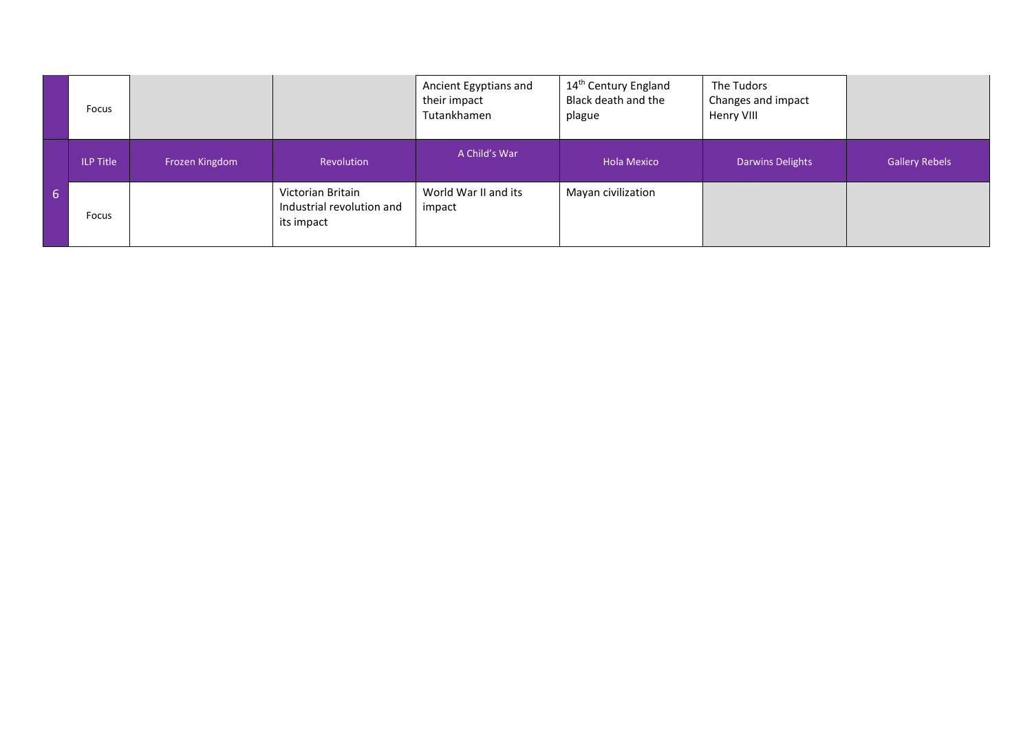| | | | | | | | |
|---|---|---|---|---|---|---|---|
| | Focus | | | Ancient Egyptians and their impact<br>Tutankhamen | 14th Century England<br>Black death and the plague | The Tudors<br>Changes and impact<br>Henry VIII | |
| 6 | ILP Title | Frozen Kingdom | Revolution | A Child's War | Hola Mexico | Darwins Delights | Gallery Rebels |
| | Focus | | Victorian Britain<br>Industrial revolution and its impact | World War II and its impact | Mayan civilization | | |